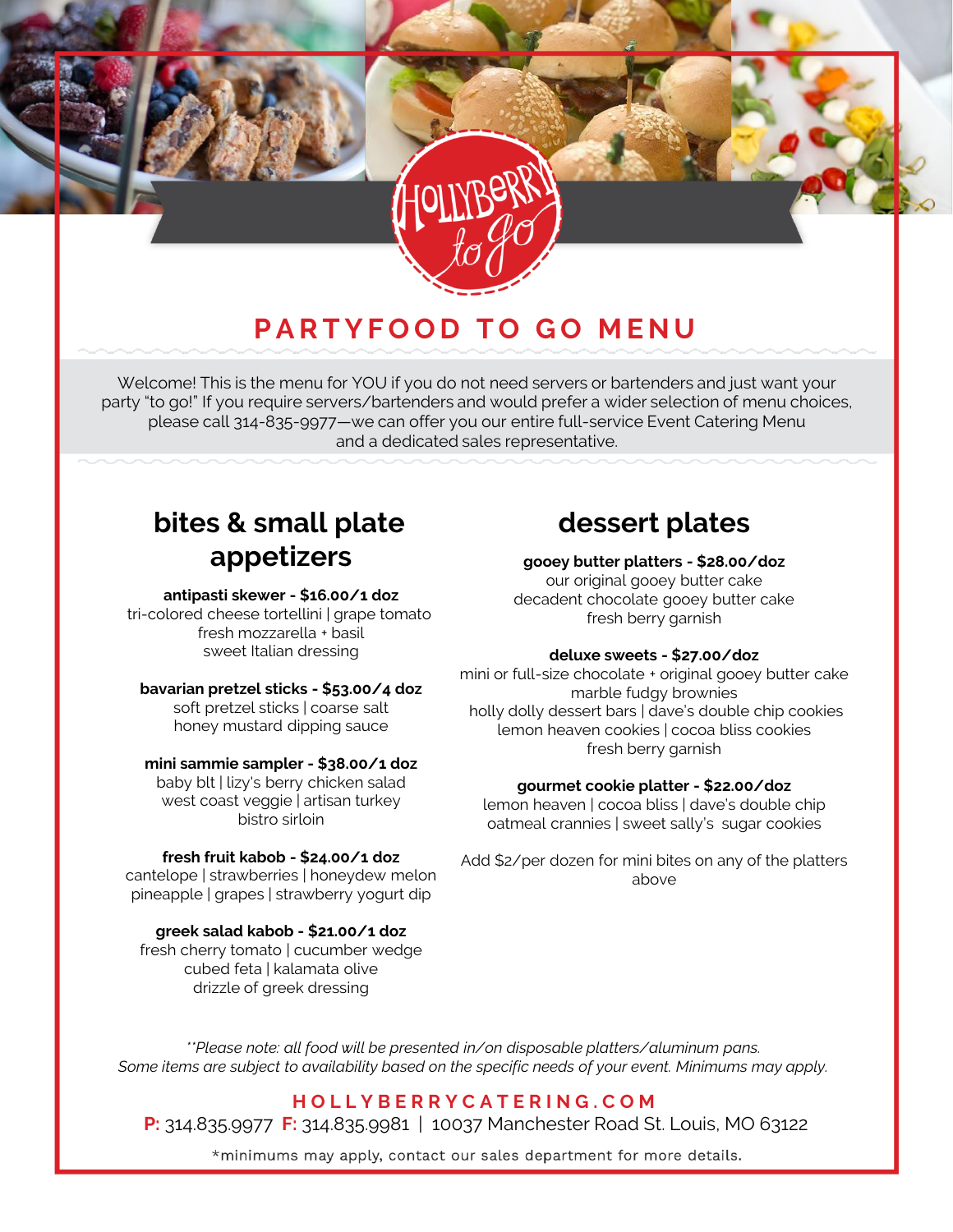# HOLLYBERRY to go

## PARTYFOOD TO GO MENU

Welcome! This is the menu for YOU if you do not need servers or bartenders and just want your party "to go!" If you require servers/bartenders and would prefer a wider selection of menu choices, please call 314-835-9977—we can offer you our entire full-service Event Catering Menu and a dedicated sales representative.

## bites & small plate appetizers

**antipasti skewer - $16.00/1 doz**
tri-colored cheese tortellini | grape tomato
fresh mozzarella + basil
sweet Italian dressing

**bavarian pretzel sticks - $53.00/4 doz**
soft pretzel sticks | coarse salt
honey mustard dipping sauce

**mini sammie sampler - $38.00/1 doz**
baby blt | lizy's berry chicken salad
west coast veggie | artisan turkey
bistro sirloin

**fresh fruit kabob - $24.00/1 doz**
cantelope | strawberries | honeydew melon
pineapple | grapes | strawberry yogurt dip

**greek salad kabob - $21.00/1 doz**
fresh cherry tomato | cucumber wedge
cubed feta | kalamata olive
drizzle of greek dressing

## dessert plates

**gooey butter platters - $28.00/doz**
our original gooey butter cake
decadent chocolate gooey butter cake
fresh berry garnish

**deluxe sweets - $27.00/doz**
mini or full-size chocolate + original gooey butter cake
marble fudgy brownies
holly dolly dessert bars | dave's double chip cookies
lemon heaven cookies | cocoa bliss cookies
fresh berry garnish

**gourmet cookie platter - $22.00/doz**
lemon heaven | cocoa bliss | dave's double chip
oatmeal crannies | sweet sally's sugar cookies

Add $2/per dozen for mini bites on any of the platters above

*\*\*Please note: all food will be presented in/on disposable platters/aluminum pans. Some items are subject to availability based on the specific needs of your event. Minimums may apply.*

**HOLLYBERRYCATERING.COM**
**P:** 314.835.9977 **F:** 314.835.9981 | 10037 Manchester Road St. Louis, MO 63122

*minimums may apply, contact our sales department for more details.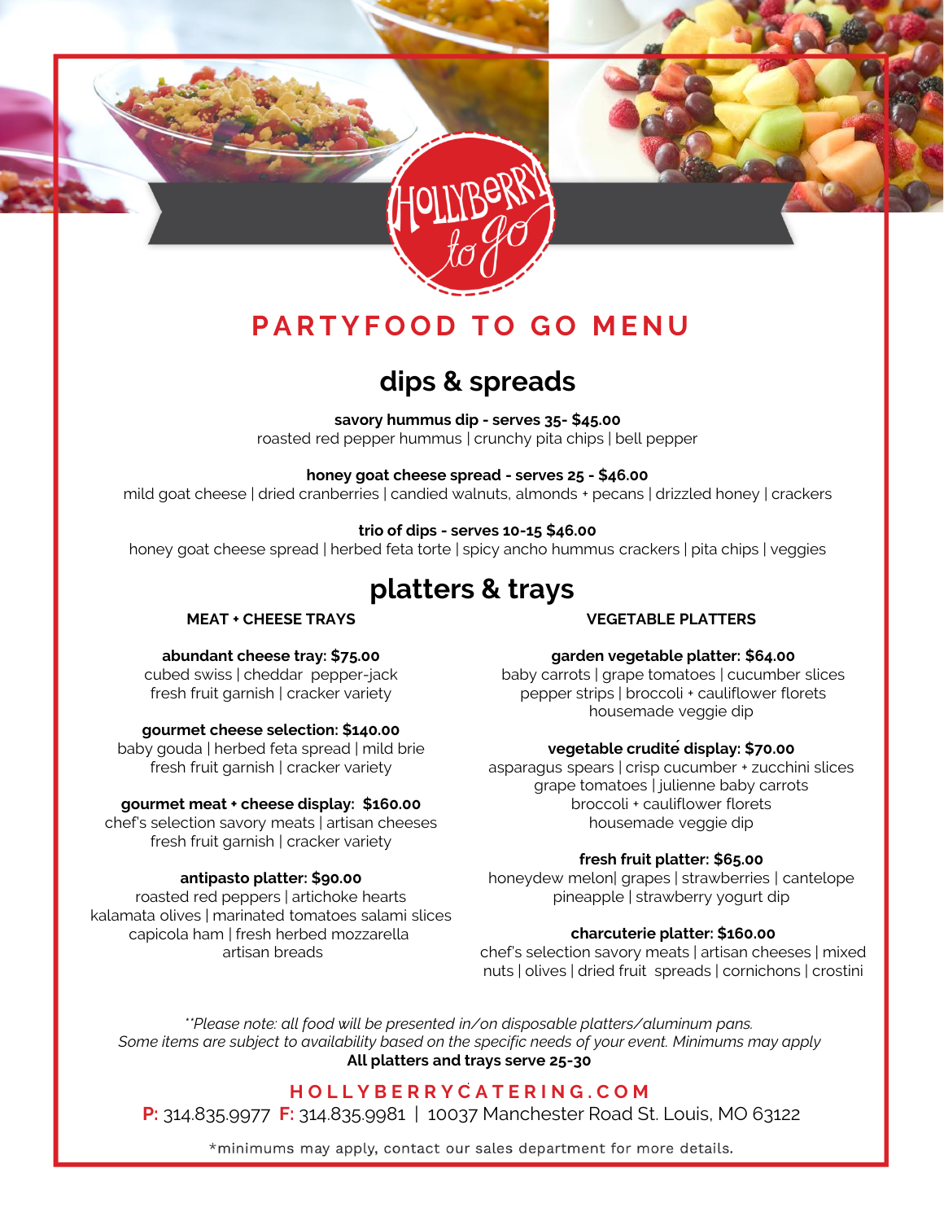# PARTYFOOD TO GO MENU

## dips & spreads

**savory hummus dip - serves 35- $45.00**
roasted red pepper hummus | crunchy pita chips | bell pepper

**honey goat cheese spread - serves 25 - $46.00**
mild goat cheese | dried cranberries | candied walnuts, almonds + pecans | drizzled honey | crackers

**trio of dips - serves 10-15 $46.00**
honey goat cheese spread | herbed feta torte | spicy ancho hummus crackers | pita chips | veggies

## platters & trays

### MEAT + CHEESE TRAYS

**abundant cheese tray: $75.00**
cubed swiss | cheddar pepper-jack
fresh fruit garnish | cracker variety

**gourmet cheese selection: $140.00**
baby gouda | herbed feta spread | mild brie
fresh fruit garnish | cracker variety

**gourmet meat + cheese display: $160.00**
chef's selection savory meats | artisan cheeses
fresh fruit garnish | cracker variety

**antipasto platter: $90.00**
roasted red peppers | artichoke hearts
kalamata olives | marinated tomatoes salami slices
capicola ham | fresh herbed mozzarella
artisan breads

### VEGETABLE PLATTERS

**garden vegetable platter: $64.00**
baby carrots | grape tomatoes | cucumber slices
pepper strips | broccoli + cauliflower florets
housemade veggie dip

**vegetable crudité display: $70.00**
asparagus spears | crisp cucumber + zucchini slices
grape tomatoes | julienne baby carrots
broccoli + cauliflower florets
housemade veggie dip

**fresh fruit platter: $65.00**
honeydew melon| grapes | strawberries | cantelope
pineapple | strawberry yogurt dip

**charcuterie platter: $160.00**
chef's selection savory meats | artisan cheeses | mixed nuts | olives | dried fruit spreads | cornichons | crostini

*\*\*Please note: all food will be presented in/on disposable platters/aluminum pans. Some items are subject to availability based on the specific needs of your event. Minimums may apply*
**All platters and trays serve 25-30**

HOLLYBERRYCATERING.COM
**P:** 314.835.9977 **F:** 314.835.9981 | 10037 Manchester Road St. Louis, MO 63122

*minimums may apply, contact our sales department for more details.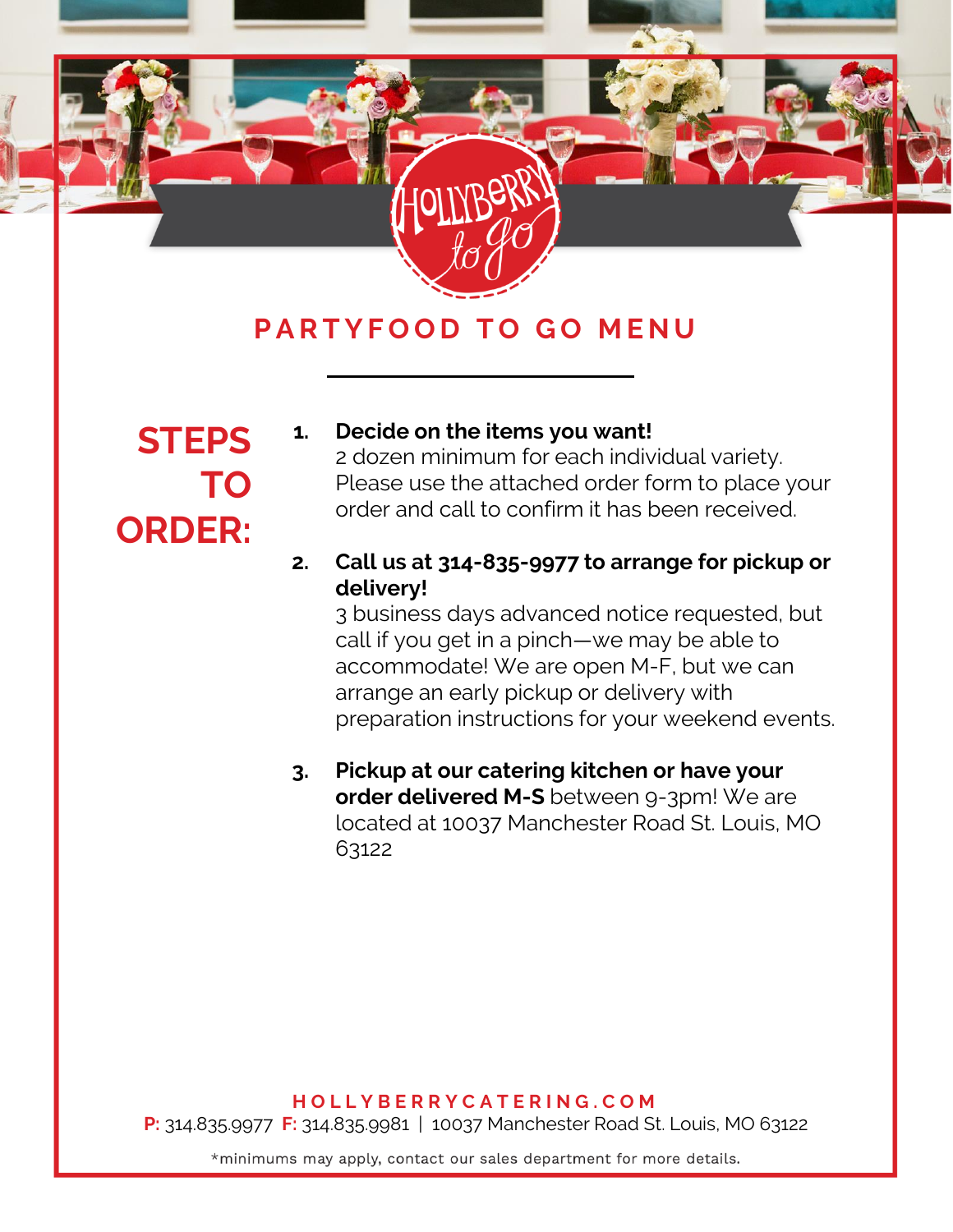# PARTYFOOD TO GO MENU

## STEPS TO ORDER:

1. **Decide on the items you want!**
   2 dozen minimum for each individual variety. Please use the attached order form to place your order and call to confirm it has been received.

2. **Call us at 314-835-9977 to arrange for pickup or delivery!**
   3 business days advanced notice requested, but call if you get in a pinch—we may be able to accommodate! We are open M-F, but we can arrange an early pickup or delivery with preparation instructions for your weekend events.

3. **Pickup at our catering kitchen or have your order delivered M-S** between 9-3pm! We are located at 10037 Manchester Road St. Louis, MO 63122

**HOLLYBERRYCATERING.COM**

**P:** 314.835.9977 **F:** 314.835.9981 | 10037 Manchester Road St. Louis, MO 63122

*minimums may apply, contact our sales department for more details.